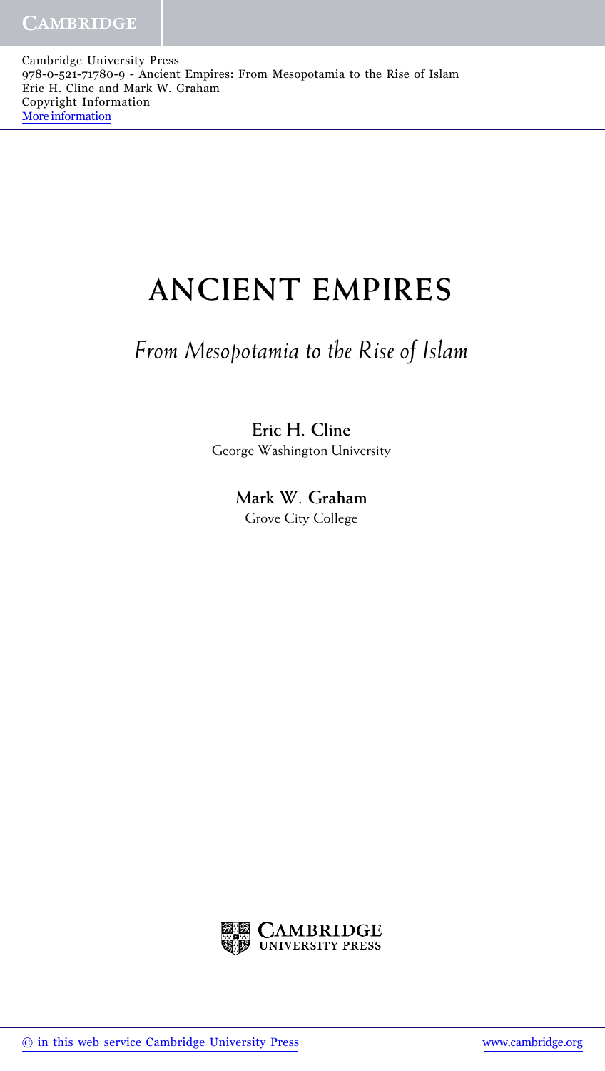# ANCIENT EMPIRES

## *From Mesopotamia to the Rise of Islam*

**Eric H. Cline**
George Washington University

**Mark W. Graham**
Grove City College

CAMBRIDGE
UNIVERSITY PRESS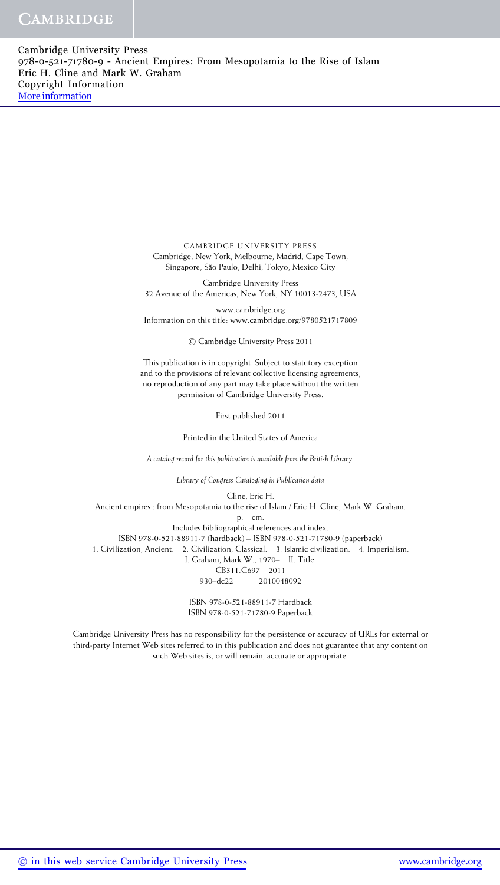CAMBRIDGE UNIVERSITY PRESS
Cambridge, New York, Melbourne, Madrid, Cape Town,
Singapore, São Paulo, Delhi, Tokyo, Mexico City

Cambridge University Press
32 Avenue of the Americas, New York, NY 10013-2473, USA

www.cambridge.org
Information on this title: www.cambridge.org/9780521717809

© Cambridge University Press 2011

This publication is in copyright. Subject to statutory exception
and to the provisions of relevant collective licensing agreements,
no reproduction of any part may take place without the written
permission of Cambridge University Press.

First published 2011

Printed in the United States of America

*A catalog record for this publication is available from the British Library.*

*Library of Congress Cataloging in Publication data*

Cline, Eric H.
Ancient empires : from Mesopotamia to the rise of Islam / Eric H. Cline, Mark W. Graham.
p. cm.
Includes bibliographical references and index.
ISBN 978-0-521-88911-7 (hardback) – ISBN 978-0-521-71780-9 (paperback)
1. Civilization, Ancient. 2. Civilization, Classical. 3. Islamic civilization. 4. Imperialism.
I. Graham, Mark W., 1970– II. Title.
CB311.C697 2011
930–dc22 2010048092

ISBN 978-0-521-88911-7 Hardback
ISBN 978-0-521-71780-9 Paperback

Cambridge University Press has no responsibility for the persistence or accuracy of URLs for external or third-party Internet Web sites referred to in this publication and does not guarantee that any content on such Web sites is, or will remain, accurate or appropriate.